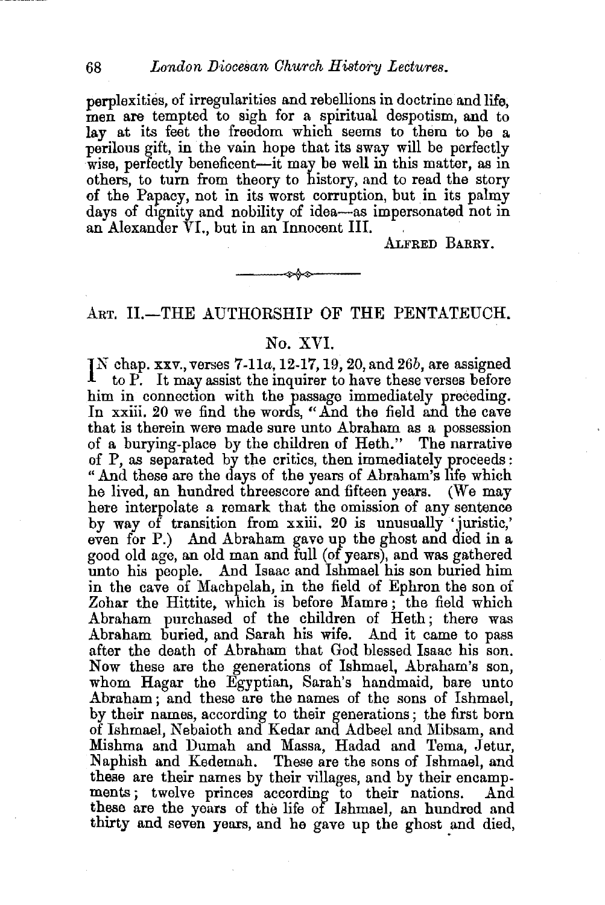perplexities, of irregularities and rebellions in doctrine and life, men are tempted to sigh for a spiritual despotism, and to lay at its feet the freedom which seems to them to be a perilous gift, in the vain hope that its sway will be perfectly wise, perfectly beneficent—it may be well in this matter, as in others, to turn from theory to history, and to read the story of the Papacy, not in its worst corruption, but in its palmy days of dignity and nobility of idea—as impersonated not in an Alexander VI., but in an Innocent III.

ALFRED BARRY.

---

## ART. II.—THE AUTHORSHIP OF THE PENTATEUCH.

### No. XVI.

IN chap. xxv., verses 7-11*a*, 12-17, 19, 20, and 26*b*, are assigned to P. It may assist the inquirer to have these verses before him in connection with the passage immediately preceding. In xxiii. 20 we find the words, "And the field and the cave that is therein were made sure unto Abraham as a possession of a burying-place by the children of Heth." The narrative of P, as separated by the critics, then immediately proceeds: "And these are the days of the years of Abraham's life which he lived, an hundred threescore and fifteen years. (We may here interpolate a remark that the omission of any sentence by way of transition from xxiii. 20 is unusually 'juristic,' even for P.) And Abraham gave up the ghost and died in a good old age, an old man and full (of years), and was gathered unto his people. And Isaac and Ishmael his son buried him in the cave of Machpelah, in the field of Ephron the son of Zohar the Hittite, which is before Mamre; the field which Abraham purchased of the children of Heth; there was Abraham buried, and Sarah his wife. And it came to pass after the death of Abraham that God blessed Isaac his son. Now these are the generations of Ishmael, Abraham's son, whom Hagar the Egyptian, Sarah's handmaid, bare unto Abraham; and these are the names of the sons of Ishmael, by their names, according to their generations; the first born of Ishmael, Nebaioth and Kedar and Adbeel and Mibsam, and Mishma and Dumah and Massa, Hadad and Tema, Jetur, Naphish and Kedemah. These are the sons of Ishmael, and these are their names by their villages, and by their encampments; twelve princes according to their nations. And these are the years of the life of Ishmael, an hundred and thirty and seven years, and he gave up the ghost and died,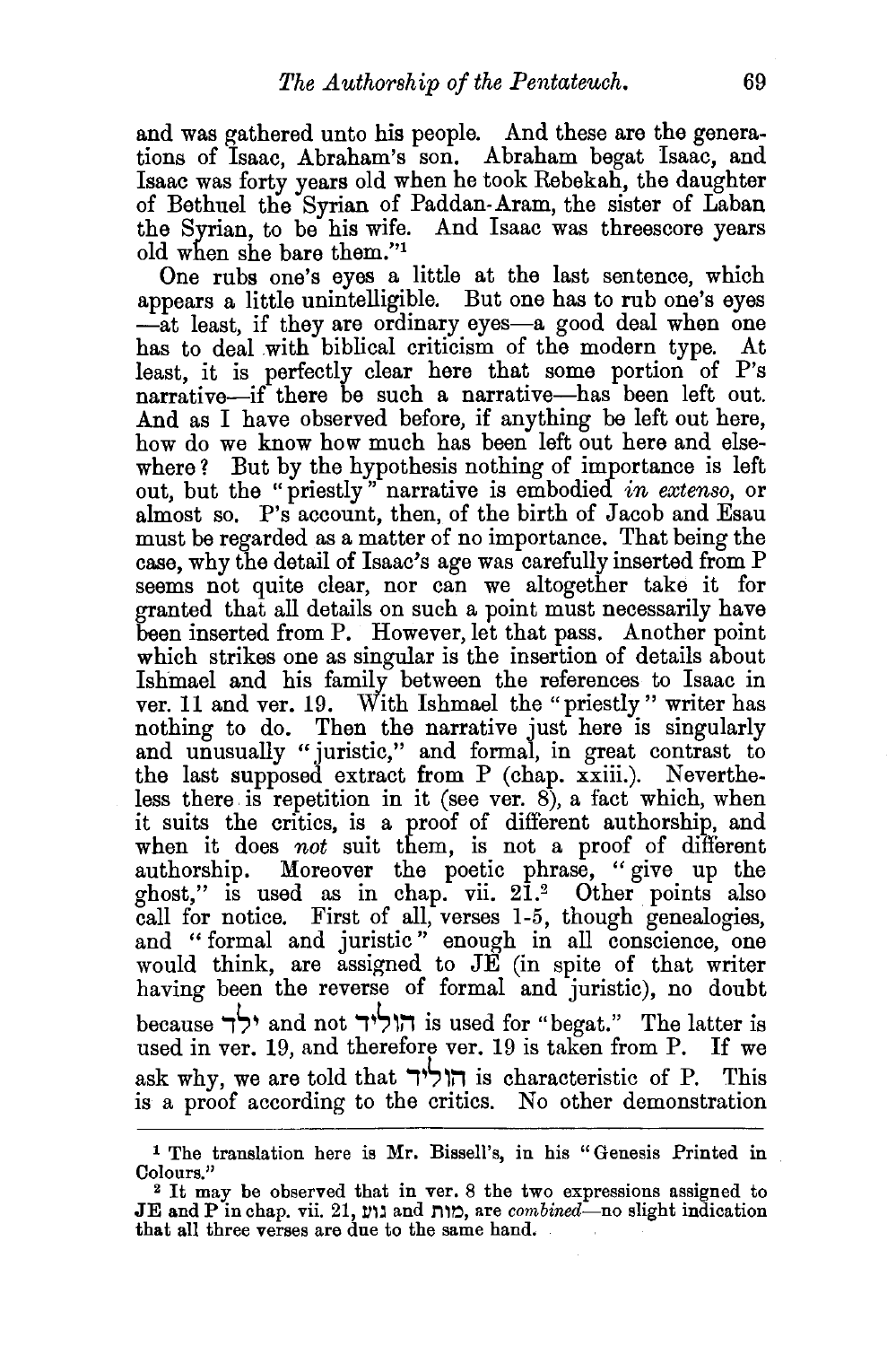and was gathered unto his people. And these are the generations of Isaac, Abraham's son. Abraham begat Isaac, and Isaac was forty years old when he took Rebekah, the daughter of Bethuel the Syrian of Paddan-Aram, the sister of Laban the Syrian, to be his wife. And Isaac was threescore years old when she bare them."[1]

One rubs one's eyes a little at the last sentence, which appears a little unintelligible. But one has to rub one's eyes —at least, if they are ordinary eyes—a good deal when one has to deal with biblical criticism of the modern type. At least, it is perfectly clear here that some portion of P's narrative—if there be such a narrative—has been left out. And as I have observed before, if anything be left out here, how do we know how much has been left out here and elsewhere? But by the hypothesis nothing of importance is left out, but the "priestly" narrative is embodied *in extenso*, or almost so. P's account, then, of the birth of Jacob and Esau must be regarded as a matter of no importance. That being the case, why the detail of Isaac's age was carefully inserted from P seems not quite clear, nor can we altogether take it for granted that all details on such a point must necessarily have been inserted from P. However, let that pass. Another point which strikes one as singular is the insertion of details about Ishmael and his family between the references to Isaac in ver. 11 and ver. 19. With Ishmael the "priestly" writer has nothing to do. Then the narrative just here is singularly and unusually "juristic," and formal, in great contrast to the last supposed extract from P (chap. xxiii.). Nevertheless there is repetition in it (see ver. 8), a fact which, when it suits the critics, is a proof of different authorship, and when it does *not* suit them, is not a proof of different authorship. Moreover the poetic phrase, "give up the ghost," is used as in chap. vii. 21.[2] Other points also call for notice. First of all, verses 1-5, though genealogies, and "formal and juristic" enough in all conscience, one would think, are assigned to JE (in spite of that writer having been the reverse of formal and juristic), no doubt because ילד and not הוליד is used for "begat." The latter is used in ver. 19, and therefore ver. 19 is taken from P. If we ask why, we are told that הוליד is characteristic of P. This is a proof according to the critics. No other demonstration

[1] The translation here is Mr. Bissell's, in his "Genesis Printed in Colours."

[2] It may be observed that in ver. 8 the two expressions assigned to JE and P in chap. vii. 21, גוע and מות, are *combined*—no slight indication that all three verses are due to the same hand.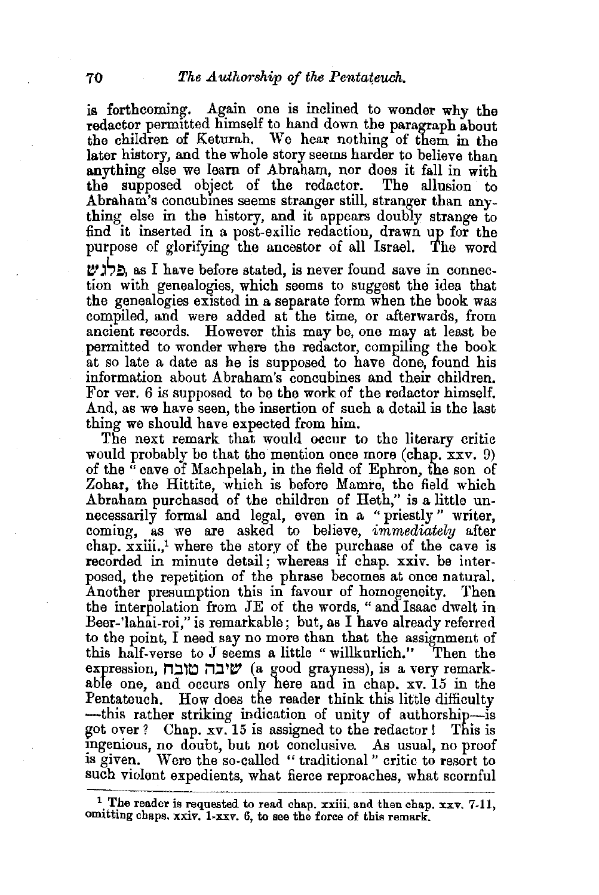is forthcoming. Again one is inclined to wonder why the redactor permitted himself to hand down the paragraph about the children of Keturah. We hear nothing of them in the later history, and the whole story seems harder to believe than anything else we learn of Abraham, nor does it fall in with the supposed object of the redactor. The allusion to Abraham's concubines seems stranger still, stranger than anything else in the history, and it appears doubly strange to find it inserted in a post-exilic redaction, drawn up for the purpose of glorifying the ancestor of all Israel. The word פלגש, as I have before stated, is never found save in connection with genealogies, which seems to suggest the idea that the genealogies existed in a separate form when the book was compiled, and were added at the time, or afterwards, from ancient records. However this may be, one may at least be permitted to wonder where the redactor, compiling the book at so late a date as he is supposed to have done, found his information about Abraham's concubines and their children. For ver. 6 is supposed to be the work of the redactor himself. And, as we have seen, the insertion of such a detail is the last thing we should have expected from him.

The next remark that would occur to the literary critic would probably be that the mention once more (chap. xxv. 9) of the "cave of Machpelah, in the field of Ephron, the son of Zohar, the Hittite, which is before Mamre, the field which Abraham purchased of the children of Heth," is a little unnecessarily formal and legal, even in a "priestly" writer, coming, as we are asked to believe, *immediately* after chap. xxiii.,[1] where the story of the purchase of the cave is recorded in minute detail; whereas if chap. xxiv. be interposed, the repetition of the phrase becomes at once natural. Another presumption this in favour of homogeneity. Then the interpolation from JE of the words, "and Isaac dwelt in Beer-'lahai-roi," is remarkable; but, as I have already referred to the point, I need say no more than that the assignment of this half-verse to J seems a little "willkurlich." Then the expression, שיבה טובה (a good grayness), is a very remarkable one, and occurs only here and in chap. xv. 15 in the Pentateuch. How does the reader think this little difficulty—this rather striking indication of unity of authorship—is got over? Chap. xv. 15 is assigned to the redactor! This is ingenious, no doubt, but not conclusive. As usual, no proof is given. Were the so-called "traditional" critic to resort to such violent expedients, what fierce reproaches, what scornful

[1] The reader is requested to read chap. xxiii. and then chap. xxv. 7-11, omitting chaps. xxiv. 1-xxv. 6, to see the force of this remark.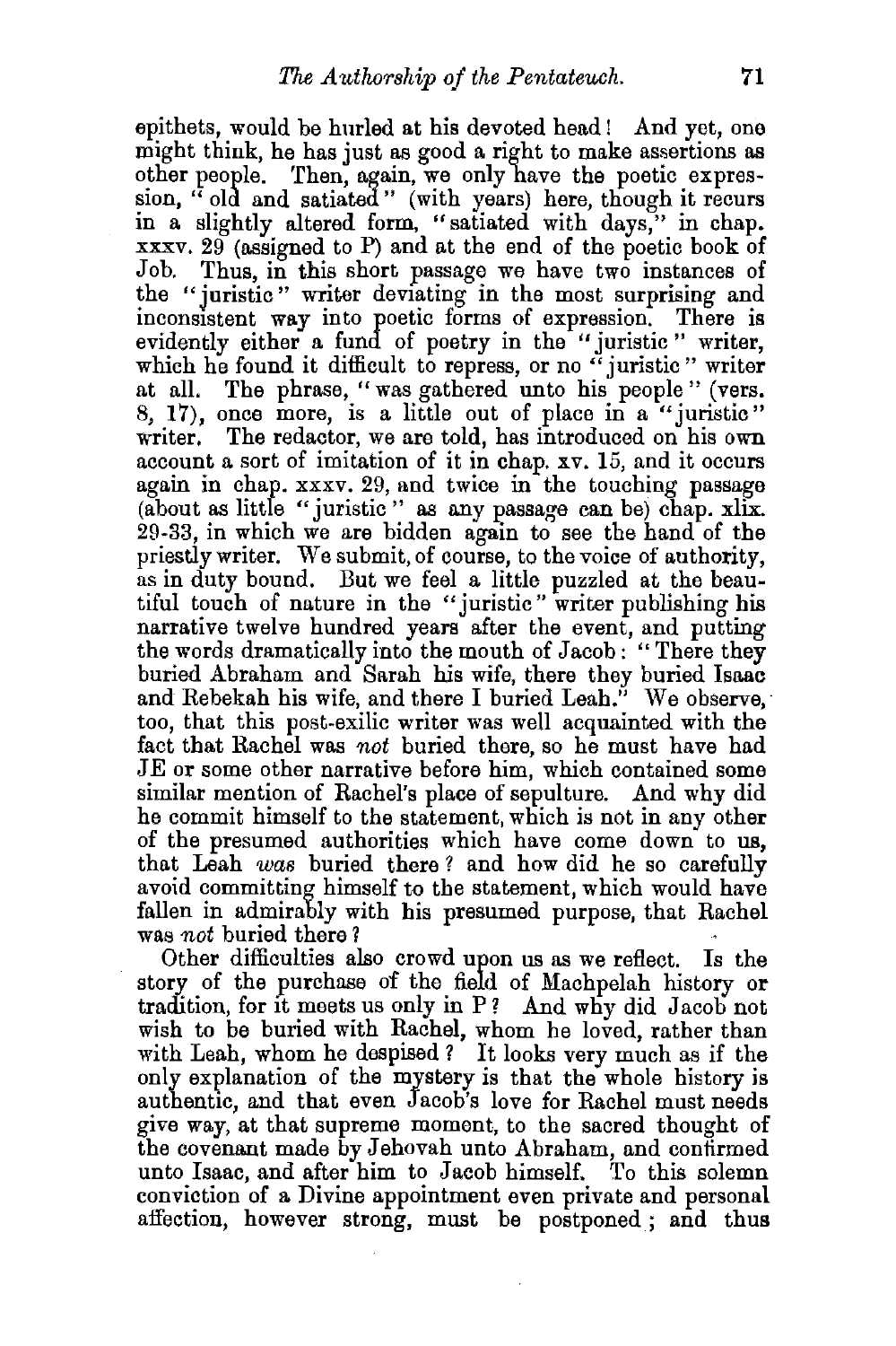epithets, would be hurled at his devoted head! And yet, one might think, he has just as good a right to make assertions as other people. Then, again, we only have the poetic expression, "old and satiated" (with years) here, though it recurs in a slightly altered form, "satiated with days," in chap. xxxv. 29 (assigned to P) and at the end of the poetic book of Job. Thus, in this short passage we have two instances of the "juristic" writer deviating in the most surprising and inconsistent way into poetic forms of expression. There is evidently either a fund of poetry in the "juristic" writer, which he found it difficult to repress, or no "juristic" writer at all. The phrase, "was gathered unto his people" (vers. 8, 17), once more, is a little out of place in a "juristic" writer. The redactor, we are told, has introduced on his own account a sort of imitation of it in chap. xv. 15, and it occurs again in chap. xxxv. 29, and twice in the touching passage (about as little "juristic" as any passage can be) chap. xlix. 29-33, in which we are bidden again to see the hand of the priestly writer. We submit, of course, to the voice of authority, as in duty bound. But we feel a little puzzled at the beautiful touch of nature in the "juristic" writer publishing his narrative twelve hundred years after the event, and putting the words dramatically into the mouth of Jacob: "There they buried Abraham and Sarah his wife, there they buried Isaac and Rebekah his wife, and there I buried Leah." We observe, too, that this post-exilic writer was well acquainted with the fact that Rachel was *not* buried there, so he must have had JE or some other narrative before him, which contained some similar mention of Rachel's place of sepulture. And why did he commit himself to the statement, which is not in any other of the presumed authorities which have come down to us, that Leah *was* buried there? and how did he so carefully avoid committing himself to the statement, which would have fallen in admirably with his presumed purpose, that Rachel was *not* buried there?

Other difficulties also crowd upon us as we reflect. Is the story of the purchase of the field of Machpelah history or tradition, for it meets us only in P? And why did Jacob not wish to be buried with Rachel, whom he loved, rather than with Leah, whom he despised? It looks very much as if the only explanation of the mystery is that the whole history is authentic, and that even Jacob's love for Rachel must needs give way, at that supreme moment, to the sacred thought of the covenant made by Jehovah unto Abraham, and confirmed unto Isaac, and after him to Jacob himself. To this solemn conviction of a Divine appointment even private and personal affection, however strong, must be postponed; and thus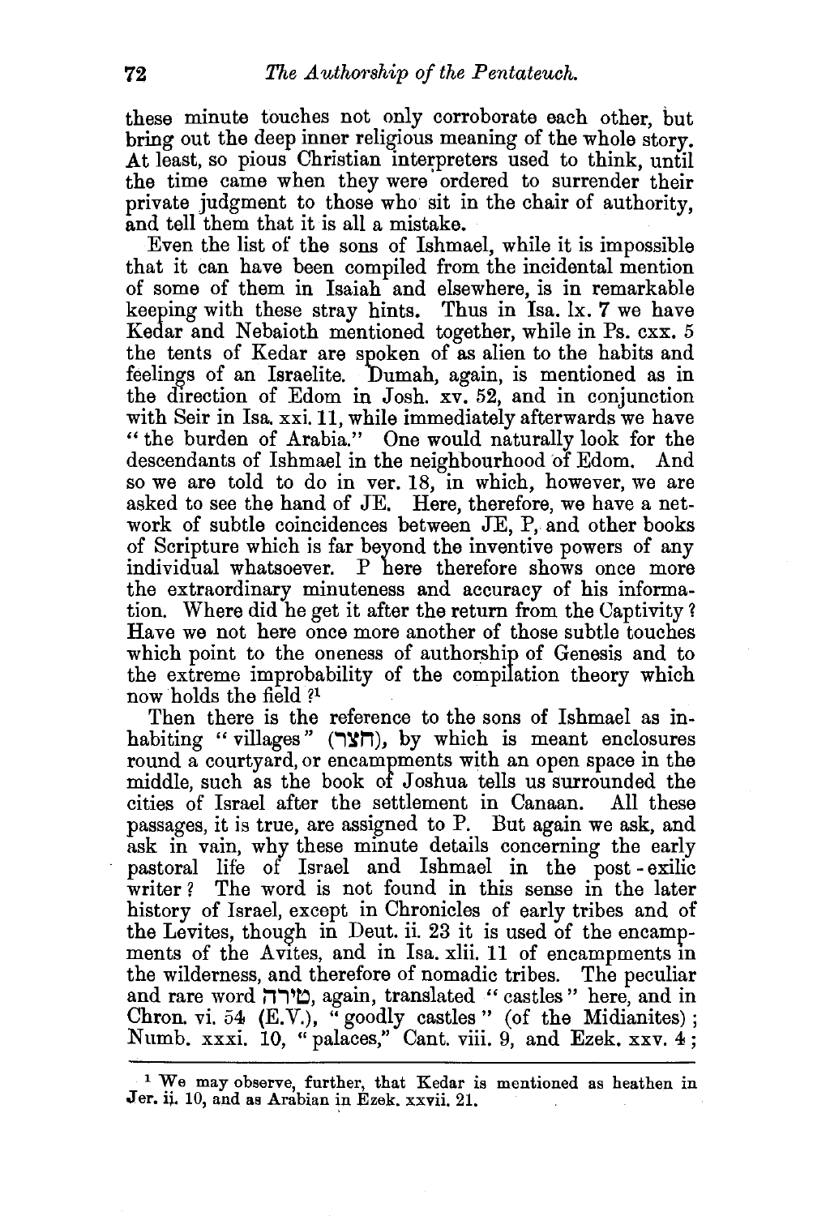these minute touches not only corroborate each other, but bring out the deep inner religious meaning of the whole story. At least, so pious Christian interpreters used to think, until the time came when they were ordered to surrender their private judgment to those who sit in the chair of authority, and tell them that it is all a mistake.

Even the list of the sons of Ishmael, while it is impossible that it can have been compiled from the incidental mention of some of them in Isaiah and elsewhere, is in remarkable keeping with these stray hints. Thus in Isa. lx. 7 we have Kedar and Nebaioth mentioned together, while in Ps. cxx. 5 the tents of Kedar are spoken of as alien to the habits and feelings of an Israelite. Dumah, again, is mentioned as in the direction of Edom in Josh. xv. 52, and in conjunction with Seir in Isa. xxi. 11, while immediately afterwards we have "the burden of Arabia." One would naturally look for the descendants of Ishmael in the neighbourhood of Edom. And so we are told to do in ver. 18, in which, however, we are asked to see the hand of JE. Here, therefore, we have a network of subtle coincidences between JE, P, and other books of Scripture which is far beyond the inventive powers of any individual whatsoever. P here therefore shows once more the extraordinary minuteness and accuracy of his information. Where did he get it after the return from the Captivity? Have we not here once more another of those subtle touches which point to the oneness of authorship of Genesis and to the extreme improbability of the compilation theory which now holds the field?[1]

Then there is the reference to the sons of Ishmael as inhabiting "villages" (חצר), by which is meant enclosures round a courtyard, or encampments with an open space in the middle, such as the book of Joshua tells us surrounded the cities of Israel after the settlement in Canaan. All these passages, it is true, are assigned to P. But again we ask, and ask in vain, why these minute details concerning the early pastoral life of Israel and Ishmael in the post-exilic writer? The word is not found in this sense in the later history of Israel, except in Chronicles of early tribes and of the Levites, though in Deut. ii. 23 it is used of the encampments of the Avites, and in Isa. xlii. 11 of encampments in the wilderness, and therefore of nomadic tribes. The peculiar and rare word טירה, again, translated "castles" here, and in Chron. vi. 54 (E.V.), "goodly castles" (of the Midianites); Numb. xxxi. 10, "palaces," Cant. viii. 9, and Ezek. xxv. 4;

[1] We may observe, further, that Kedar is mentioned as heathen in Jer. ii. 10, and as Arabian in Ezek. xxvii. 21.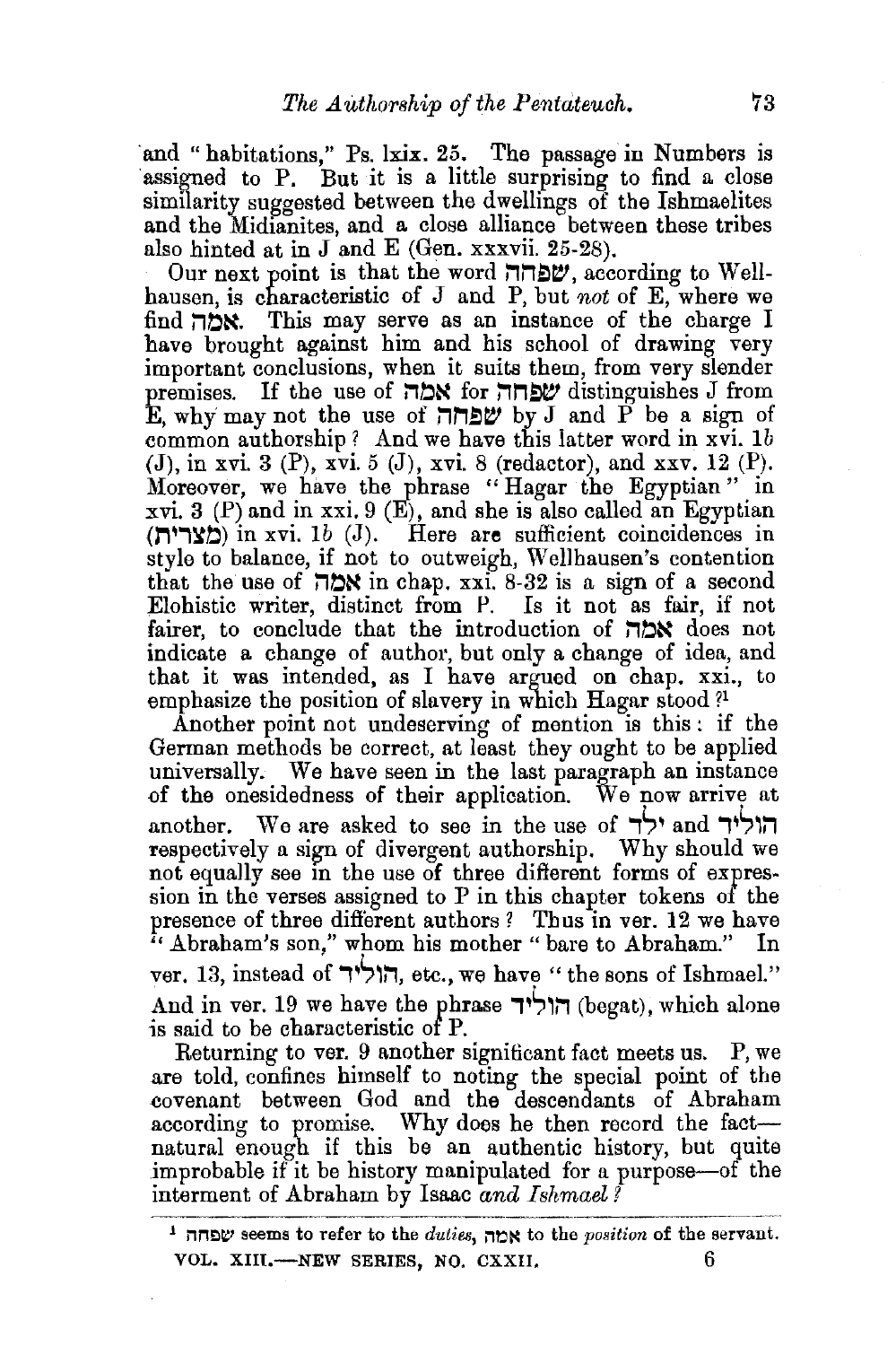and "habitations," Ps. lxix. 25. The passage in Numbers is assigned to P. But it is a little surprising to find a close similarity suggested between the dwellings of the Ishmaelites and the Midianites, and a close alliance between these tribes also hinted at in J and E (Gen. xxxvii. 25-28).

Our next point is that the word שפחה, according to Wellhausen, is characteristic of J and P, but *not* of E, where we find אמה. This may serve as an instance of the charge I have brought against him and his school of drawing very important conclusions, when it suits them, from very slender premises. If the use of אמה for שפחה distinguishes J from E, why may not the use of שפחה by J and P be a sign of common authorship? And we have this latter word in xvi. 1*b* (J), in xvi. 3 (P), xvi. 5 (J), xvi. 8 (redactor), and xxv. 12 (P). Moreover, we have the phrase "Hagar the Egyptian" in xvi. 3 (P) and in xxi. 9 (E), and she is also called an Egyptian (מצרית) in xvi. 1*b* (J). Here are sufficient coincidences in style to balance, if not to outweigh, Wellhausen's contention that the use of אמה in chap. xxi. 8-32 is a sign of a second Elohistic writer, distinct from P. Is it not as fair, if not fairer, to conclude that the introduction of אמה does not indicate a change of author, but only a change of idea, and that it was intended, as I have argued on chap. xxi., to emphasize the position of slavery in which Hagar stood?[1]

Another point not undeserving of mention is this: if the German methods be correct, at least they ought to be applied universally. We have seen in the last paragraph an instance of the onesidedness of their application. We now arrive at another. We are asked to see in the use of ילד and הוליד respectively a sign of divergent authorship. Why should we not equally see in the use of three different forms of expression in the verses assigned to P in this chapter tokens of the presence of three different authors? Thus in ver. 12 we have "Abraham's son," whom his mother "bare to Abraham." In ver. 13, instead of הוליד, etc., we have "the sons of Ishmael." And in ver. 19 we have the phrase הוליד (begat), which alone is said to be characteristic of P.

Returning to ver. 9 another significant fact meets us. P, we are told, confines himself to noting the special point of the covenant between God and the descendants of Abraham according to promise. Why does he then record the fact—natural enough if this be an authentic history, but quite improbable if it be history manipulated for a purpose—of the interment of Abraham by Isaac *and Ishmael*?

[1] שפחה seems to refer to the *duties*, אמה to the *position* of the servant.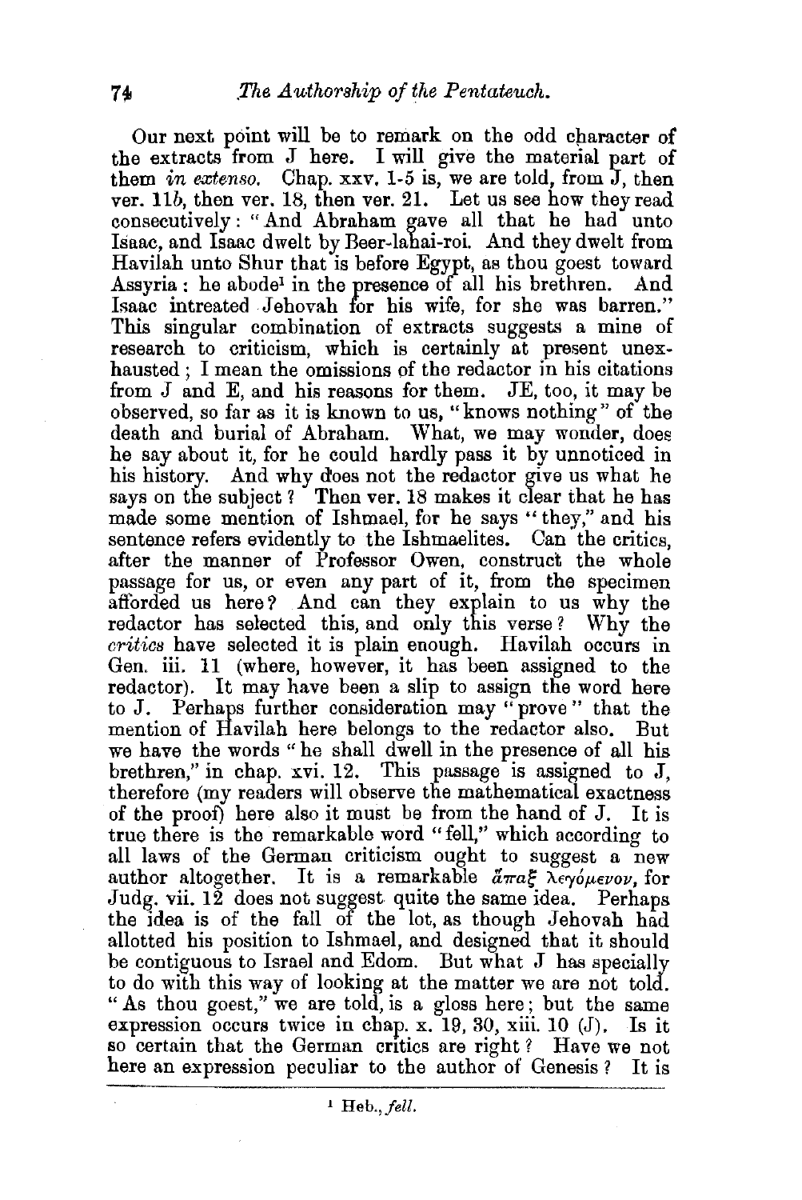Our next point will be to remark on the odd character of the extracts from J here. I will give the material part of them *in extenso*. Chap. xxv. 1-5 is, we are told, from J, then ver. 11*b*, then ver. 18, then ver. 21. Let us see how they read consecutively: "And Abraham gave all that he had unto Isaac, and Isaac dwelt by Beer-lahai-roi. And they dwelt from Havilah unto Shur that is before Egypt, as thou goest toward Assyria: he abode[1] in the presence of all his brethren. And Isaac intreated Jehovah for his wife, for she was barren." This singular combination of extracts suggests a mine of research to criticism, which is certainly at present unexhausted; I mean the omissions of the redactor in his citations from J and E, and his reasons for them. JE, too, it may be observed, so far as it is known to us, "knows nothing" of the death and burial of Abraham. What, we may wonder, does he say about it, for he could hardly pass it by unnoticed in his history. And why does not the redactor give us what he says on the subject? Then ver. 18 makes it clear that he has made some mention of Ishmael, for he says "they," and his sentence refers evidently to the Ishmaelites. Can the critics, after the manner of Professor Owen, construct the whole passage for us, or even any part of it, from the specimen afforded us here? And can they explain to us why the redactor has selected this, and only this verse? Why the *critics* have selected it is plain enough. Havilah occurs in Gen. iii. 11 (where, however, it has been assigned to the redactor). It may have been a slip to assign the word here to J. Perhaps further consideration may "prove" that the mention of Havilah here belongs to the redactor also. But we have the words "he shall dwell in the presence of all his brethren," in chap. xvi. 12. This passage is assigned to J, therefore (my readers will observe the mathematical exactness of the proof) here also it must be from the hand of J. It is true there is the remarkable word "fell," which according to all laws of the German criticism ought to suggest a new author altogether. It is a remarkable ἅπαξ λεγόμενον, for Judg. vii. 12 does not suggest quite the same idea. Perhaps the idea is of the fall of the lot, as though Jehovah had allotted his position to Ishmael, and designed that it should be contiguous to Israel and Edom. But what J has specially to do with this way of looking at the matter we are not told. "As thou goest," we are told, is a gloss here; but the same expression occurs twice in chap. x. 19, 30, xiii. 10 (J). Is it so certain that the German critics are right? Have we not here an expression peculiar to the author of Genesis? It is

[1] Heb., *fell*.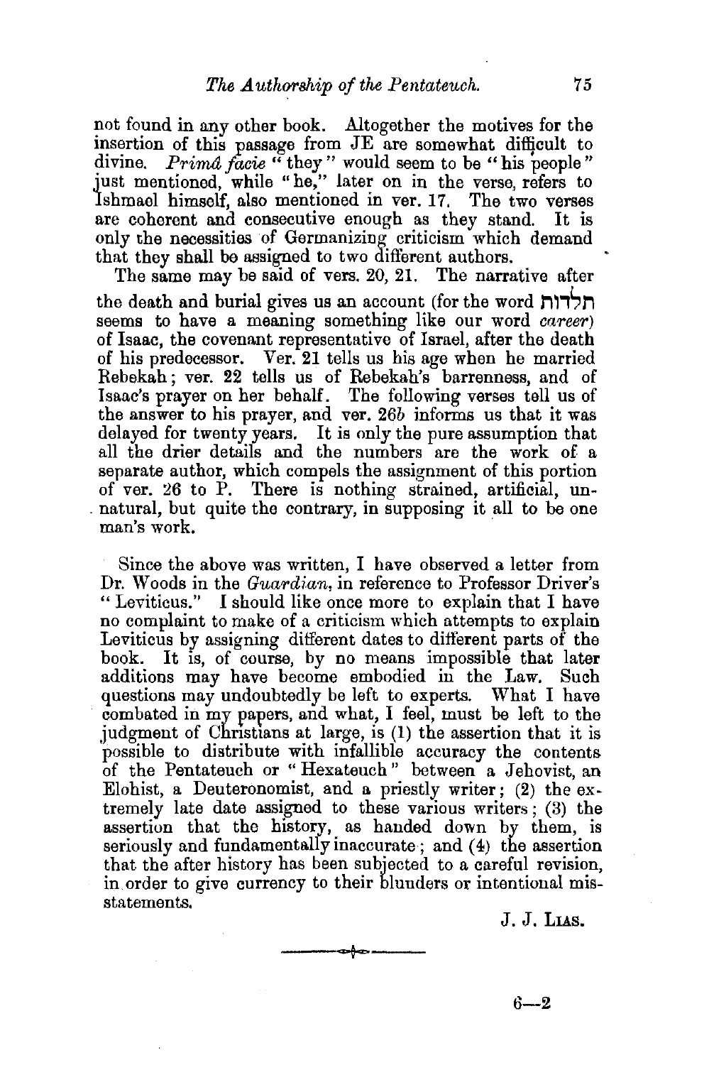not found in any other book. Altogether the motives for the insertion of this passage from JE are somewhat difficult to divine. *Primâ facie* "they" would seem to be "his people" just mentioned, while "he," later on in the verse, refers to Ishmael himself, also mentioned in ver. 17. The two verses are coherent and consecutive enough as they stand. It is only the necessities of Germanizing criticism which demand that they shall be assigned to two different authors.

The same may be said of vers. 20, 21. The narrative after the death and burial gives us an account (for the word תלדות seems to have a meaning something like our word *career*) of Isaac, the covenant representative of Israel, after the death of his predecessor. Ver. 21 tells us his age when he married Rebekah; ver. 22 tells us of Rebekah's barrenness, and of Isaac's prayer on her behalf. The following verses tell us of the answer to his prayer, and ver. 26*b* informs us that it was delayed for twenty years. It is only the pure assumption that all the drier details and the numbers are the work of a separate author, which compels the assignment of this portion of ver. 26 to P. There is nothing strained, artificial, unnatural, but quite the contrary, in supposing it all to be one man's work.

Since the above was written, I have observed a letter from Dr. Woods in the *Guardian*, in reference to Professor Driver's "Leviticus." I should like once more to explain that I have no complaint to make of a criticism which attempts to explain Leviticus by assigning different dates to different parts of the book. It is, of course, by no means impossible that later additions may have become embodied in the Law. Such questions may undoubtedly be left to experts. What I have combated in my papers, and what, I feel, must be left to the judgment of Christians at large, is (1) the assertion that it is possible to distribute with infallible accuracy the contents of the Pentateuch or "Hexateuch" between a Jehovist, an Elohist, a Deuteronomist, and a priestly writer; (2) the extremely late date assigned to these various writers; (3) the assertion that the history, as handed down by them, is seriously and fundamentally inaccurate; and (4) the assertion that the after history has been subjected to a careful revision, in order to give currency to their blunders or intentional misstatements.

J. J. LIAS.

6—2